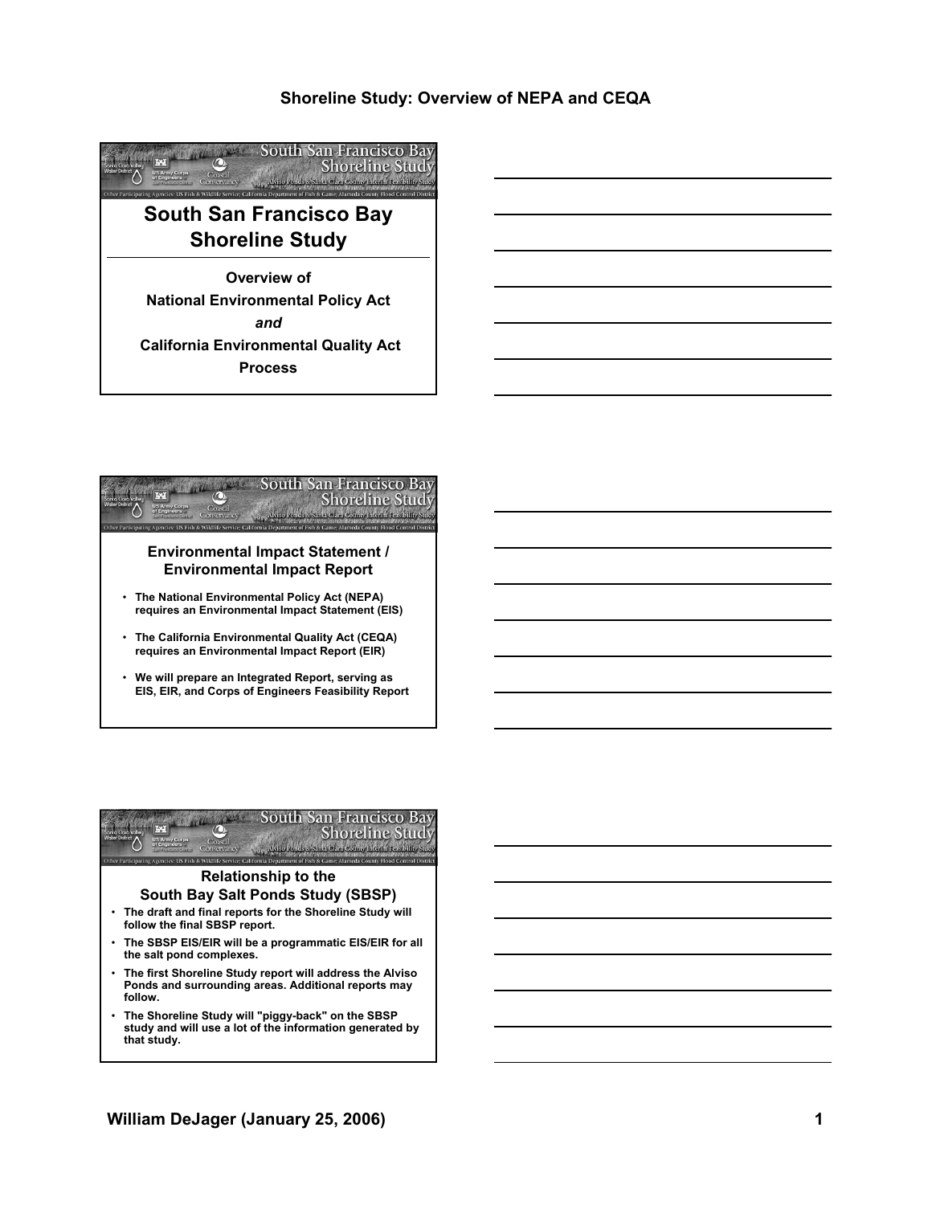# Shoreline Study: Overview of NEPA and CEQA

## South San Francisco Bay Shoreline Study

**Overview of**
**National Environmental Policy Act**
***and***
**California Environmental Quality Act**
**Process**

## Environmental Impact Statement / Environmental Impact Report

- The National Environmental Policy Act (NEPA) requires an Environmental Impact Statement (EIS)
- The California Environmental Quality Act (CEQA) requires an Environmental Impact Report (EIR)
- We will prepare an Integrated Report, serving as EIS, EIR, and Corps of Engineers Feasibility Report

## Relationship to the South Bay Salt Ponds Study (SBSP)

- The draft and final reports for the Shoreline Study will follow the final SBSP report.
- The SBSP EIS/EIR will be a programmatic EIS/EIR for all the salt pond complexes.
- The first Shoreline Study report will address the Alviso Ponds and surrounding areas. Additional reports may follow.
- The Shoreline Study will "piggy-back" on the SBSP study and will use a lot of the information generated by that study.

William DeJager (January 25, 2006)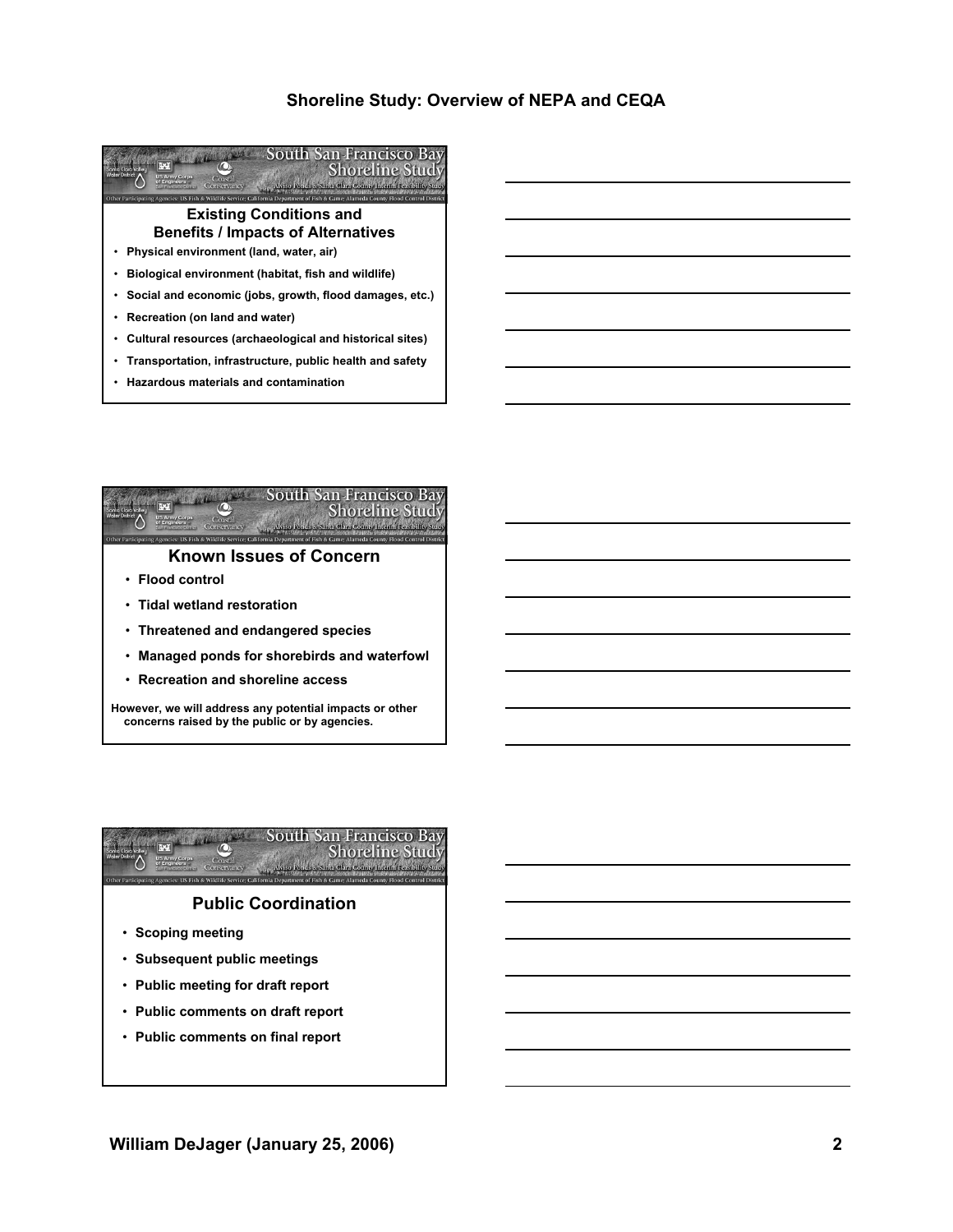## Existing Conditions and Benefits / Impacts of Alternatives

- Physical environment (land, water, air)
- Biological environment (habitat, fish and wildlife)
- Social and economic (jobs, growth, flood damages, etc.)
- Recreation (on land and water)
- Cultural resources (archaeological and historical sites)
- Transportation, infrastructure, public health and safety
- Hazardous materials and contamination

## Known Issues of Concern

- Flood control
- Tidal wetland restoration
- Threatened and endangered species
- Managed ponds for shorebirds and waterfowl
- Recreation and shoreline access

However, we will address any potential impacts or other concerns raised by the public or by agencies.

## Public Coordination

- Scoping meeting
- Subsequent public meetings
- Public meeting for draft report
- Public comments on draft report
- Public comments on final report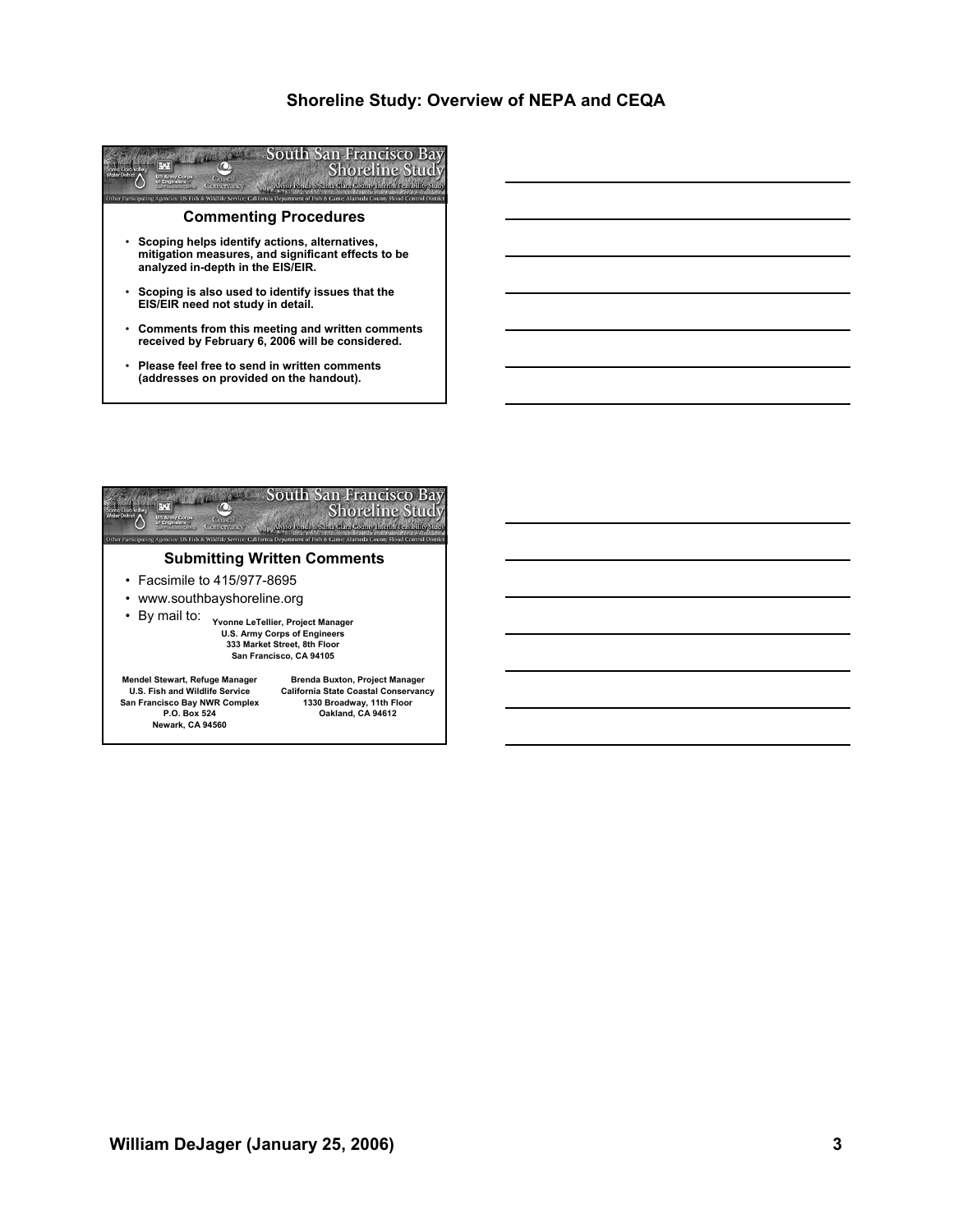South San Francisco Bay Shoreline Study

## Commenting Procedures

- Scoping helps identify actions, alternatives, mitigation measures, and significant effects to be analyzed in-depth in the EIS/EIR.
- Scoping is also used to identify issues that the EIS/EIR need not study in detail.
- Comments from this meeting and written comments received by February 6, 2006 will be considered.
- Please feel free to send in written comments (addresses on provided on the handout).

South San Francisco Bay Shoreline Study

## Submitting Written Comments

- Facsimile to 415/977-8695
- www.southbayshoreline.org
- By mail to:

**Yvonne LeTellier, Project Manager**
**U.S. Army Corps of Engineers**
**333 Market Street, 8th Floor**
**San Francisco, CA 94105**

**Mendel Stewart, Refuge Manager**
**U.S. Fish and Wildlife Service**
**San Francisco Bay NWR Complex**
**P.O. Box 524**
**Newark, CA 94560**

**Brenda Buxton, Project Manager**
**California State Coastal Conservancy**
**1330 Broadway, 11th Floor**
**Oakland, CA 94612**